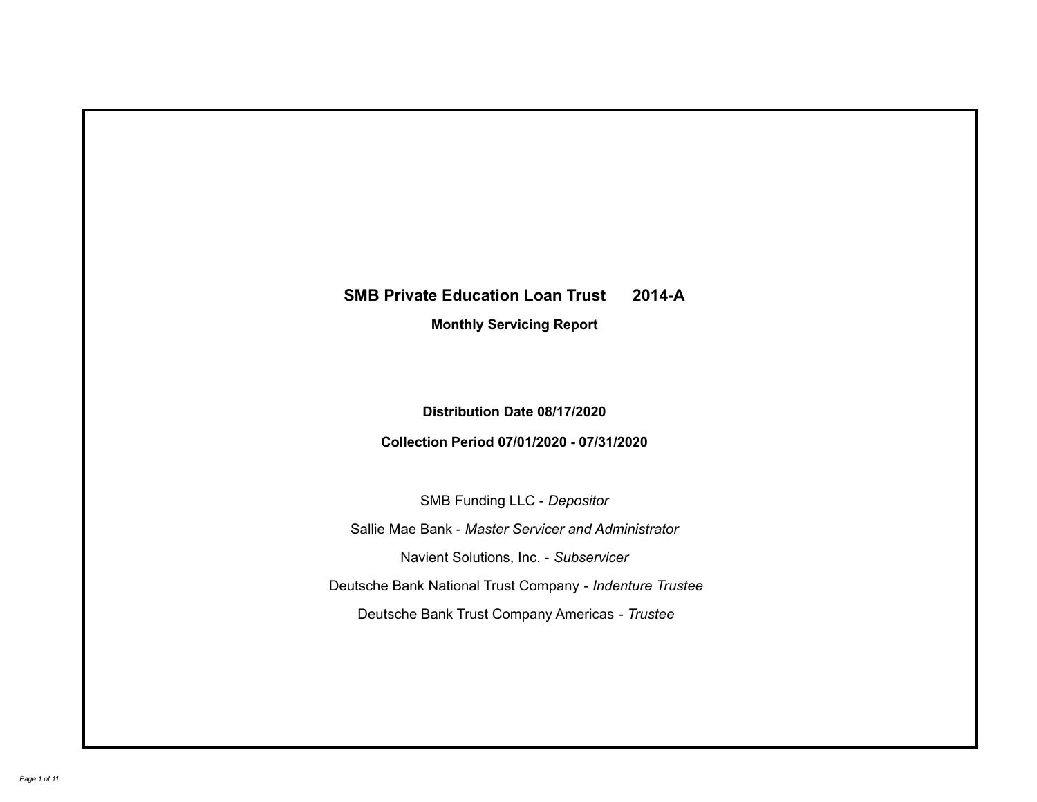# SMB Private Education Loan Trust 2014-A

## Monthly Servicing Report

**Distribution Date 08/17/2020**

**Collection Period 07/01/2020 - 07/31/2020**

SMB Funding LLC - *Depositor*

Sallie Mae Bank - *Master Servicer and Administrator*

Navient Solutions, Inc. - *Subservicer*

Deutsche Bank National Trust Company - *Indenture Trustee*

Deutsche Bank Trust Company Americas - *Trustee*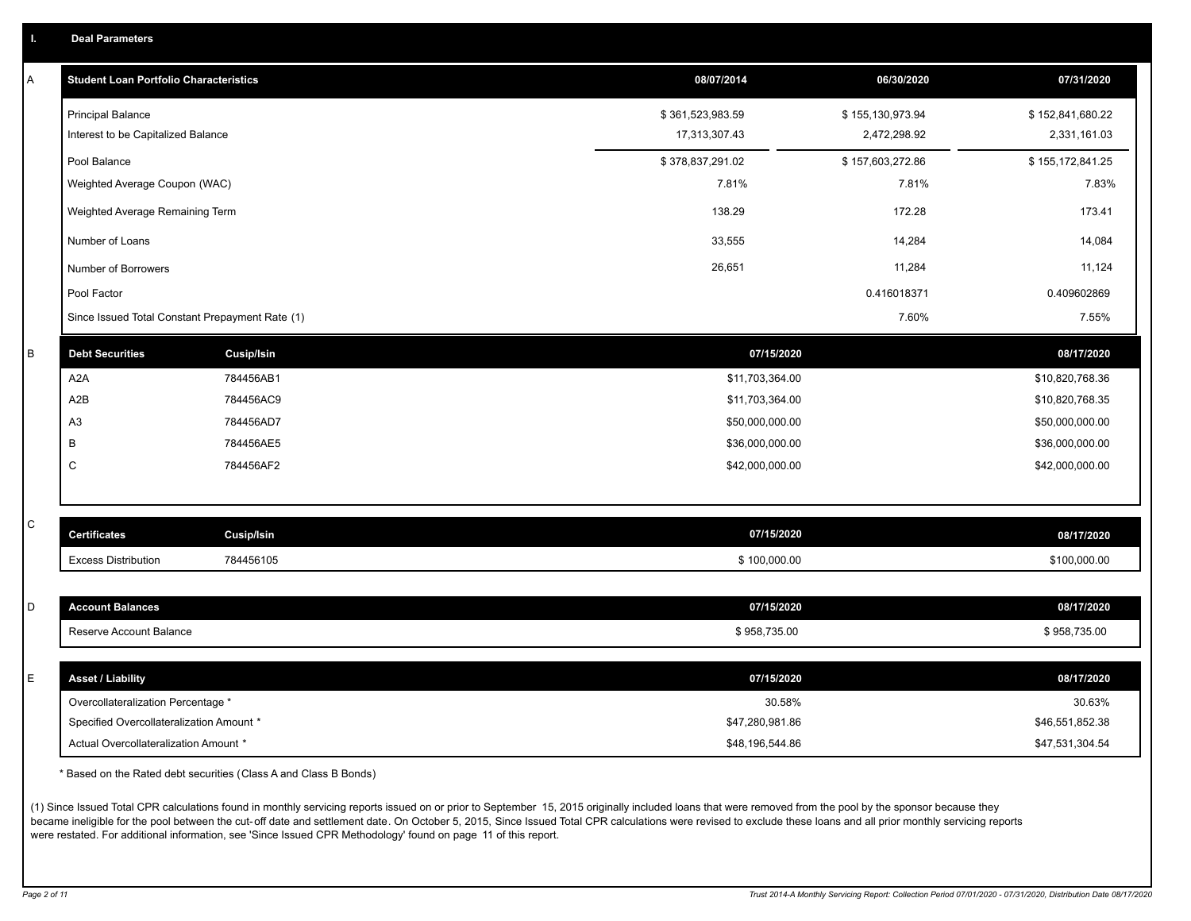# I. Deal Parameters

## A

| Student Loan Portfolio Characteristics | 08/07/2014 | 06/30/2020 | 07/31/2020 |
|---|---|---|---|
| Principal Balance | $ 361,523,983.59 | $ 155,130,973.94 | $ 152,841,680.22 |
| Interest to be Capitalized Balance | 17,313,307.43 | 2,472,298.92 | 2,331,161.03 |
| Pool Balance | $ 378,837,291.02 | $ 157,603,272.86 | $ 155,172,841.25 |
| Weighted Average Coupon (WAC) | 7.81% | 7.81% | 7.83% |
| Weighted Average Remaining Term | 138.29 | 172.28 | 173.41 |
| Number of Loans | 33,555 | 14,284 | 14,084 |
| Number of Borrowers | 26,651 | 11,284 | 11,124 |
| Pool Factor | | 0.416018371 | 0.409602869 |
| Since Issued Total Constant Prepayment Rate (1) | | 7.60% | 7.55% |

## B

| Debt Securities | Cusip/Isin | 07/15/2020 | 08/17/2020 |
|---|---|---|---|
| A2A | 784456AB1 | $11,703,364.00 | $10,820,768.36 |
| A2B | 784456AC9 | $11,703,364.00 | $10,820,768.35 |
| A3 | 784456AD7 | $50,000,000.00 | $50,000,000.00 |
| B | 784456AE5 | $36,000,000.00 | $36,000,000.00 |
| C | 784456AF2 | $42,000,000.00 | $42,000,000.00 |

## C

| Certificates | Cusip/Isin | 07/15/2020 | 08/17/2020 |
|---|---|---|---|
| Excess Distribution | 784456105 | $ 100,000.00 | $100,000.00 |

## D

| Account Balances | 07/15/2020 | 08/17/2020 |
|---|---|---|
| Reserve Account Balance | $ 958,735.00 | $ 958,735.00 |

## E

| Asset / Liability | 07/15/2020 | 08/17/2020 |
|---|---|---|
| Overcollateralization Percentage * | 30.58% | 30.63% |
| Specified Overcollateralization Amount * | $47,280,981.86 | $46,551,852.38 |
| Actual Overcollateralization Amount * | $48,196,544.86 | $47,531,304.54 |

* Based on the Rated debt securities (Class A and Class B Bonds)

(1) Since Issued Total CPR calculations found in monthly servicing reports issued on or prior to September 15, 2015 originally included loans that were removed from the pool by the sponsor because they became ineligible for the pool between the cut-off date and settlement date. On October 5, 2015, Since Issued Total CPR calculations were revised to exclude these loans and all prior monthly servicing reports were restated. For additional information, see 'Since Issued CPR Methodology' found on page 11 of this report.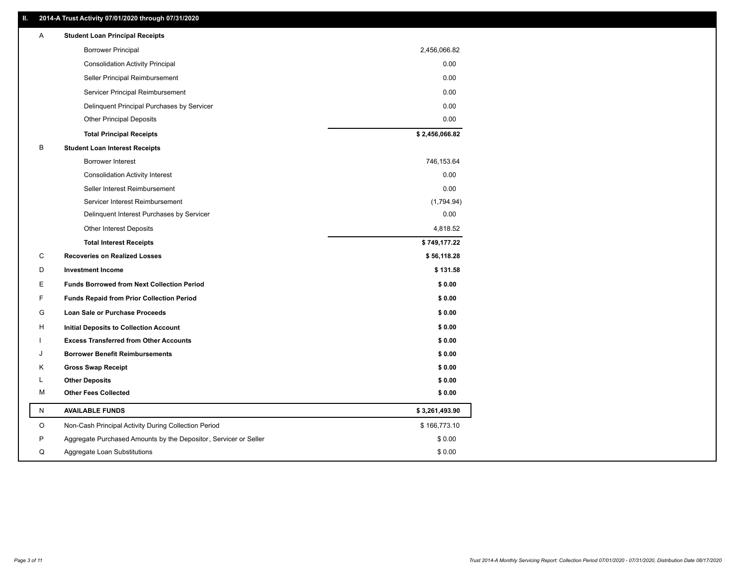## II. 2014-A Trust Activity 07/01/2020 through 07/31/2020

| | | |
|---|---|---|
| A | **Student Loan Principal Receipts** | |
| | Borrower Principal | 2,456,066.82 |
| | Consolidation Activity Principal | 0.00 |
| | Seller Principal Reimbursement | 0.00 |
| | Servicer Principal Reimbursement | 0.00 |
| | Delinquent Principal Purchases by Servicer | 0.00 |
| | Other Principal Deposits | 0.00 |
| | **Total Principal Receipts** | **$ 2,456,066.82** |
| B | **Student Loan Interest Receipts** | |
| | Borrower Interest | 746,153.64 |
| | Consolidation Activity Interest | 0.00 |
| | Seller Interest Reimbursement | 0.00 |
| | Servicer Interest Reimbursement | (1,794.94) |
| | Delinquent Interest Purchases by Servicer | 0.00 |
| | Other Interest Deposits | 4,818.52 |
| | **Total Interest Receipts** | **$ 749,177.22** |
| C | **Recoveries on Realized Losses** | **$ 56,118.28** |
| D | **Investment Income** | **$ 131.58** |
| E | **Funds Borrowed from Next Collection Period** | **$ 0.00** |
| F | **Funds Repaid from Prior Collection Period** | **$ 0.00** |
| G | **Loan Sale or Purchase Proceeds** | **$ 0.00** |
| H | **Initial Deposits to Collection Account** | **$ 0.00** |
| I | **Excess Transferred from Other Accounts** | **$ 0.00** |
| J | **Borrower Benefit Reimbursements** | **$ 0.00** |
| K | **Gross Swap Receipt** | **$ 0.00** |
| L | **Other Deposits** | **$ 0.00** |
| M | **Other Fees Collected** | **$ 0.00** |
| N | **AVAILABLE FUNDS** | **$ 3,261,493.90** |
| O | Non-Cash Principal Activity During Collection Period | $ 166,773.10 |
| P | Aggregate Purchased Amounts by the Depositor, Servicer or Seller | $ 0.00 |
| Q | Aggregate Loan Substitutions | $ 0.00 |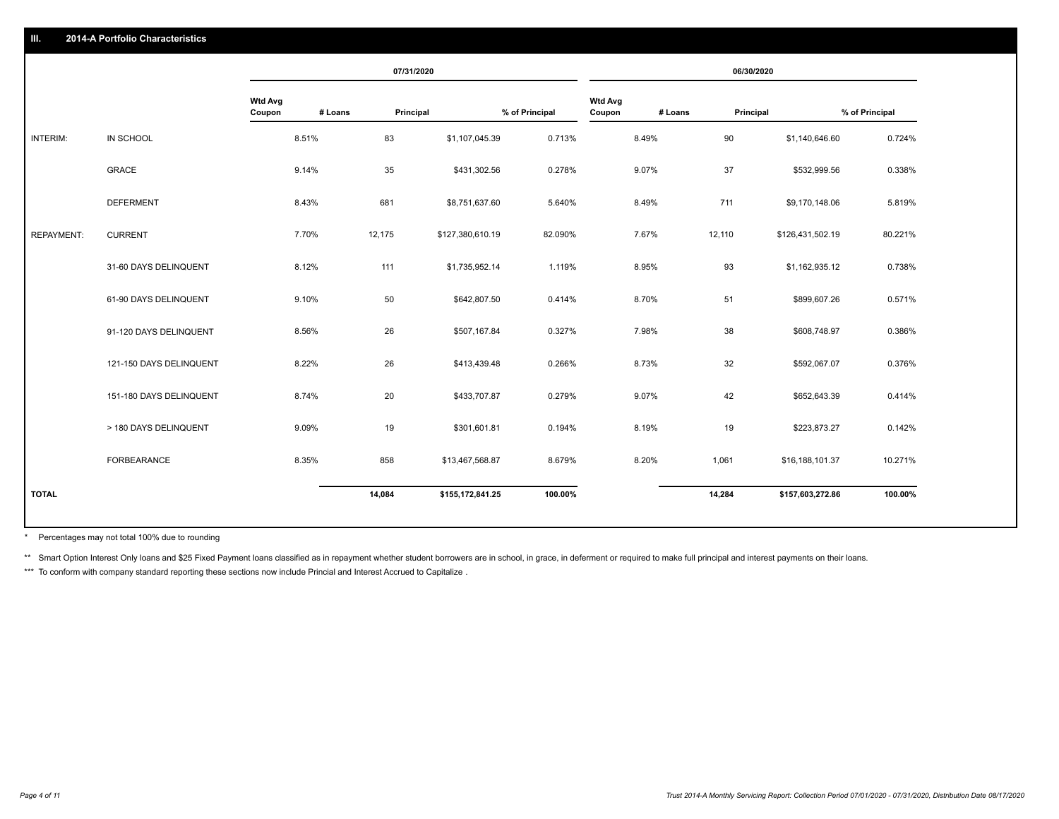## III. 2014-A Portfolio Characteristics

| | | 07/31/2020 | | | | 06/30/2020 | | | |
|---|---|---|---|---|---|---|---|---|---|
| | | Wtd Avg Coupon | # Loans | Principal | % of Principal | Wtd Avg Coupon | # Loans | Principal | % of Principal |
| INTERIM: | IN SCHOOL | 8.51% | 83 | $1,107,045.39 | 0.713% | 8.49% | 90 | $1,140,646.60 | 0.724% |
| | GRACE | 9.14% | 35 | $431,302.56 | 0.278% | 9.07% | 37 | $532,999.56 | 0.338% |
| | DEFERMENT | 8.43% | 681 | $8,751,637.60 | 5.640% | 8.49% | 711 | $9,170,148.06 | 5.819% |
| REPAYMENT: | CURRENT | 7.70% | 12,175 | $127,380,610.19 | 82.090% | 7.67% | 12,110 | $126,431,502.19 | 80.221% |
| | 31-60 DAYS DELINQUENT | 8.12% | 111 | $1,735,952.14 | 1.119% | 8.95% | 93 | $1,162,935.12 | 0.738% |
| | 61-90 DAYS DELINQUENT | 9.10% | 50 | $642,807.50 | 0.414% | 8.70% | 51 | $899,607.26 | 0.571% |
| | 91-120 DAYS DELINQUENT | 8.56% | 26 | $507,167.84 | 0.327% | 7.98% | 38 | $608,748.97 | 0.386% |
| | 121-150 DAYS DELINQUENT | 8.22% | 26 | $413,439.48 | 0.266% | 8.73% | 32 | $592,067.07 | 0.376% |
| | 151-180 DAYS DELINQUENT | 8.74% | 20 | $433,707.87 | 0.279% | 9.07% | 42 | $652,643.39 | 0.414% |
| | > 180 DAYS DELINQUENT | 9.09% | 19 | $301,601.81 | 0.194% | 8.19% | 19 | $223,873.27 | 0.142% |
| | FORBEARANCE | 8.35% | 858 | $13,467,568.87 | 8.679% | 8.20% | 1,061 | $16,188,101.37 | 10.271% |
| TOTAL | | | 14,084 | $155,172,841.25 | 100.00% | | 14,284 | $157,603,272.86 | 100.00% |

\* Percentages may not total 100% due to rounding

\*\* Smart Option Interest Only loans and $25 Fixed Payment loans classified as in repayment whether student borrowers are in school, in grace, in deferment or required to make full principal and interest payments on their loans.

\*\*\* To conform with company standard reporting these sections now include Princial and Interest Accrued to Capitalize .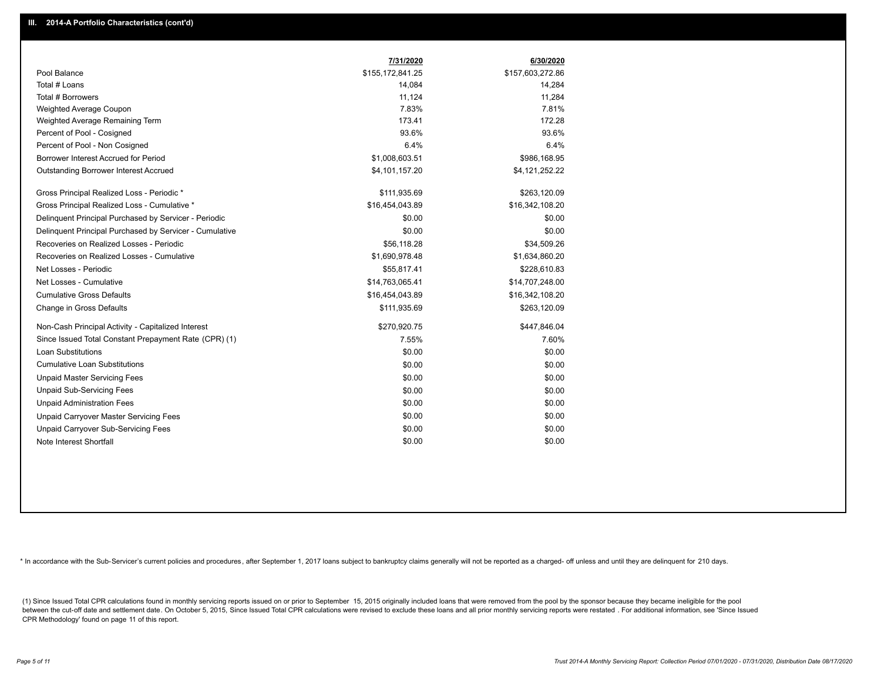## III. 2014-A Portfolio Characteristics (cont'd)

| | 7/31/2020 | 6/30/2020 |
|---|---|---|
| Pool Balance | $155,172,841.25 | $157,603,272.86 |
| Total # Loans | 14,084 | 14,284 |
| Total # Borrowers | 11,124 | 11,284 |
| Weighted Average Coupon | 7.83% | 7.81% |
| Weighted Average Remaining Term | 173.41 | 172.28 |
| Percent of Pool - Cosigned | 93.6% | 93.6% |
| Percent of Pool - Non Cosigned | 6.4% | 6.4% |
| Borrower Interest Accrued for Period | $1,008,603.51 | $986,168.95 |
| Outstanding Borrower Interest Accrued | $4,101,157.20 | $4,121,252.22 |
| Gross Principal Realized Loss - Periodic * | $111,935.69 | $263,120.09 |
| Gross Principal Realized Loss - Cumulative * | $16,454,043.89 | $16,342,108.20 |
| Delinquent Principal Purchased by Servicer - Periodic | $0.00 | $0.00 |
| Delinquent Principal Purchased by Servicer - Cumulative | $0.00 | $0.00 |
| Recoveries on Realized Losses - Periodic | $56,118.28 | $34,509.26 |
| Recoveries on Realized Losses - Cumulative | $1,690,978.48 | $1,634,860.20 |
| Net Losses - Periodic | $55,817.41 | $228,610.83 |
| Net Losses - Cumulative | $14,763,065.41 | $14,707,248.00 |
| Cumulative Gross Defaults | $16,454,043.89 | $16,342,108.20 |
| Change in Gross Defaults | $111,935.69 | $263,120.09 |
| Non-Cash Principal Activity - Capitalized Interest | $270,920.75 | $447,846.04 |
| Since Issued Total Constant Prepayment Rate (CPR) (1) | 7.55% | 7.60% |
| Loan Substitutions | $0.00 | $0.00 |
| Cumulative Loan Substitutions | $0.00 | $0.00 |
| Unpaid Master Servicing Fees | $0.00 | $0.00 |
| Unpaid Sub-Servicing Fees | $0.00 | $0.00 |
| Unpaid Administration Fees | $0.00 | $0.00 |
| Unpaid Carryover Master Servicing Fees | $0.00 | $0.00 |
| Unpaid Carryover Sub-Servicing Fees | $0.00 | $0.00 |
| Note Interest Shortfall | $0.00 | $0.00 |

* In accordance with the Sub-Servicer's current policies and procedures, after September 1, 2017 loans subject to bankruptcy claims generally will not be reported as a charged- off unless and until they are delinquent for 210 days.

(1) Since Issued Total CPR calculations found in monthly servicing reports issued on or prior to September 15, 2015 originally included loans that were removed from the pool by the sponsor because they became ineligible for the pool between the cut-off date and settlement date. On October 5, 2015, Since Issued Total CPR calculations were revised to exclude these loans and all prior monthly servicing reports were restated . For additional information, see 'Since Issued CPR Methodology' found on page 11 of this report.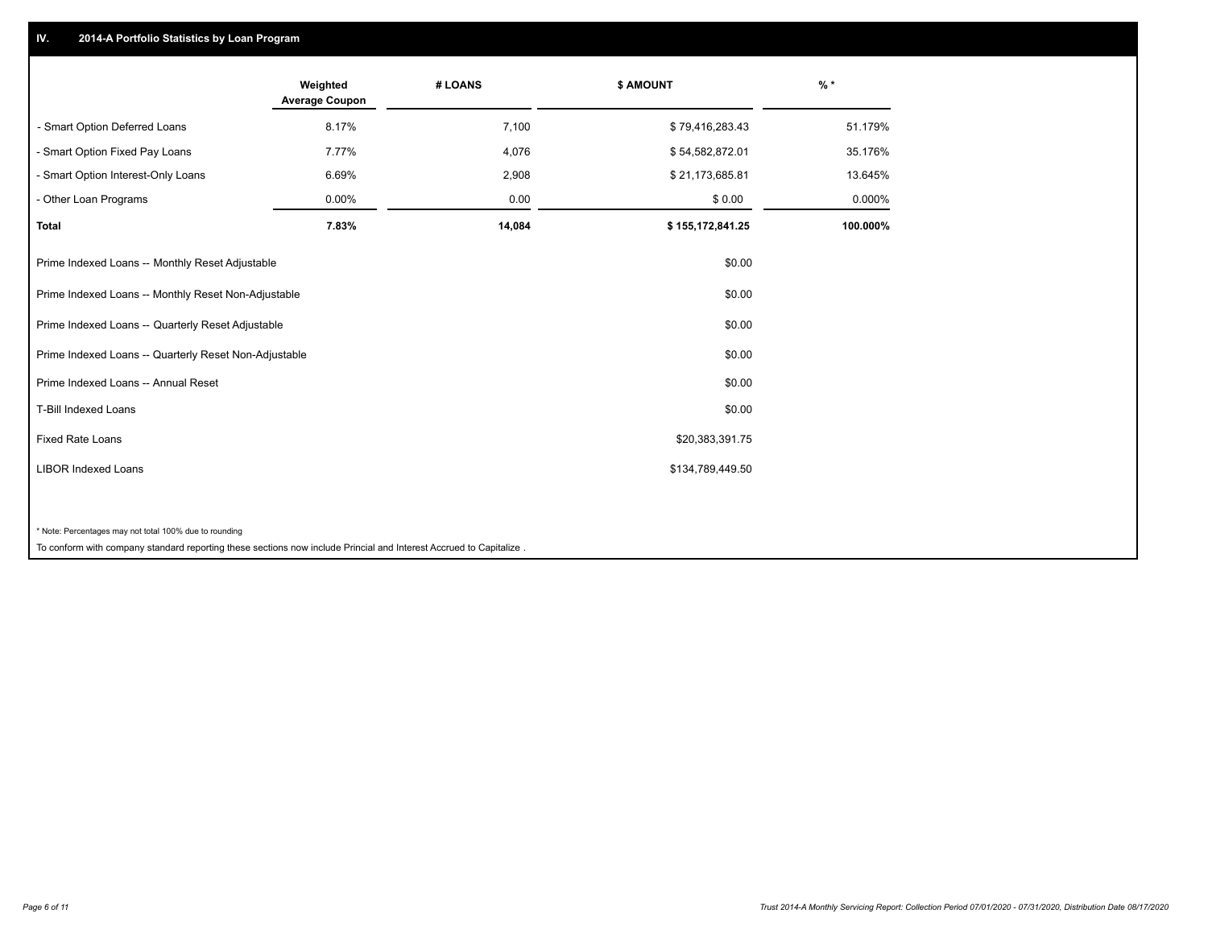## IV. 2014-A Portfolio Statistics by Loan Program

| | Weighted Average Coupon | # LOANS | $ AMOUNT | % * |
|---|---|---|---|---|
| - Smart Option Deferred Loans | 8.17% | 7,100 | $ 79,416,283.43 | 51.179% |
| - Smart Option Fixed Pay Loans | 7.77% | 4,076 | $ 54,582,872.01 | 35.176% |
| - Smart Option Interest-Only Loans | 6.69% | 2,908 | $ 21,173,685.81 | 13.645% |
| - Other Loan Programs | 0.00% | 0.00 | $ 0.00 | 0.000% |
| **Total** | **7.83%** | **14,084** | **$ 155,172,841.25** | **100.000%** |

| | |
|---|---|
| Prime Indexed Loans -- Monthly Reset Adjustable | $0.00 |
| Prime Indexed Loans -- Monthly Reset Non-Adjustable | $0.00 |
| Prime Indexed Loans -- Quarterly Reset Adjustable | $0.00 |
| Prime Indexed Loans -- Quarterly Reset Non-Adjustable | $0.00 |
| Prime Indexed Loans -- Annual Reset | $0.00 |
| T-Bill Indexed Loans | $0.00 |
| Fixed Rate Loans | $20,383,391.75 |
| LIBOR Indexed Loans | $134,789,449.50 |

* Note: Percentages may not total 100% due to rounding

To conform with company standard reporting these sections now include Princial and Interest Accrued to Capitalize .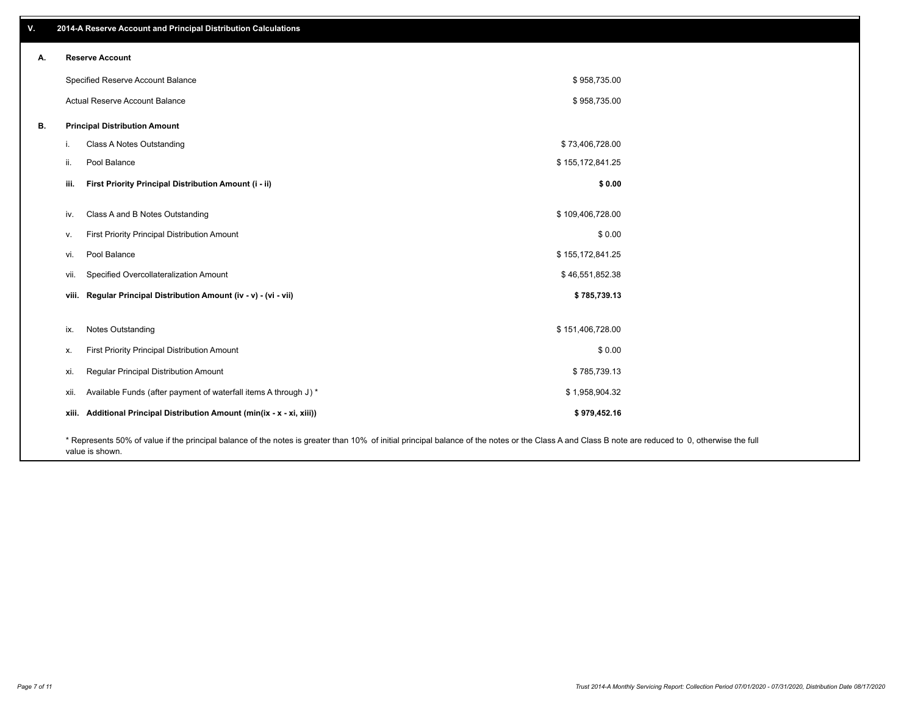## V. 2014-A Reserve Account and Principal Distribution Calculations

### A. Reserve Account

| | |
|---|---|
| Specified Reserve Account Balance | $ 958,735.00 |
| Actual Reserve Account Balance | $ 958,735.00 |

### B. Principal Distribution Amount

| | | |
|---|---|---|
| i. | Class A Notes Outstanding | $ 73,406,728.00 |
| ii. | Pool Balance | $ 155,172,841.25 |
| **iii.** | **First Priority Principal Distribution Amount (i - ii)** | **$ 0.00** |
| iv. | Class A and B Notes Outstanding | $ 109,406,728.00 |
| v. | First Priority Principal Distribution Amount | $ 0.00 |
| vi. | Pool Balance | $ 155,172,841.25 |
| vii. | Specified Overcollateralization Amount | $ 46,551,852.38 |
| **viii.** | **Regular Principal Distribution Amount (iv - v) - (vi - vii)** | **$ 785,739.13** |
| ix. | Notes Outstanding | $ 151,406,728.00 |
| x. | First Priority Principal Distribution Amount | $ 0.00 |
| xi. | Regular Principal Distribution Amount | $ 785,739.13 |
| xii. | Available Funds (after payment of waterfall items A through J) * | $ 1,958,904.32 |
| **xiii.** | **Additional Principal Distribution Amount (min(ix - x - xi, xiii))** | **$ 979,452.16** |

* Represents 50% of value if the principal balance of the notes is greater than 10% of initial principal balance of the notes or the Class A and Class B note are reduced to 0, otherwise the full value is shown.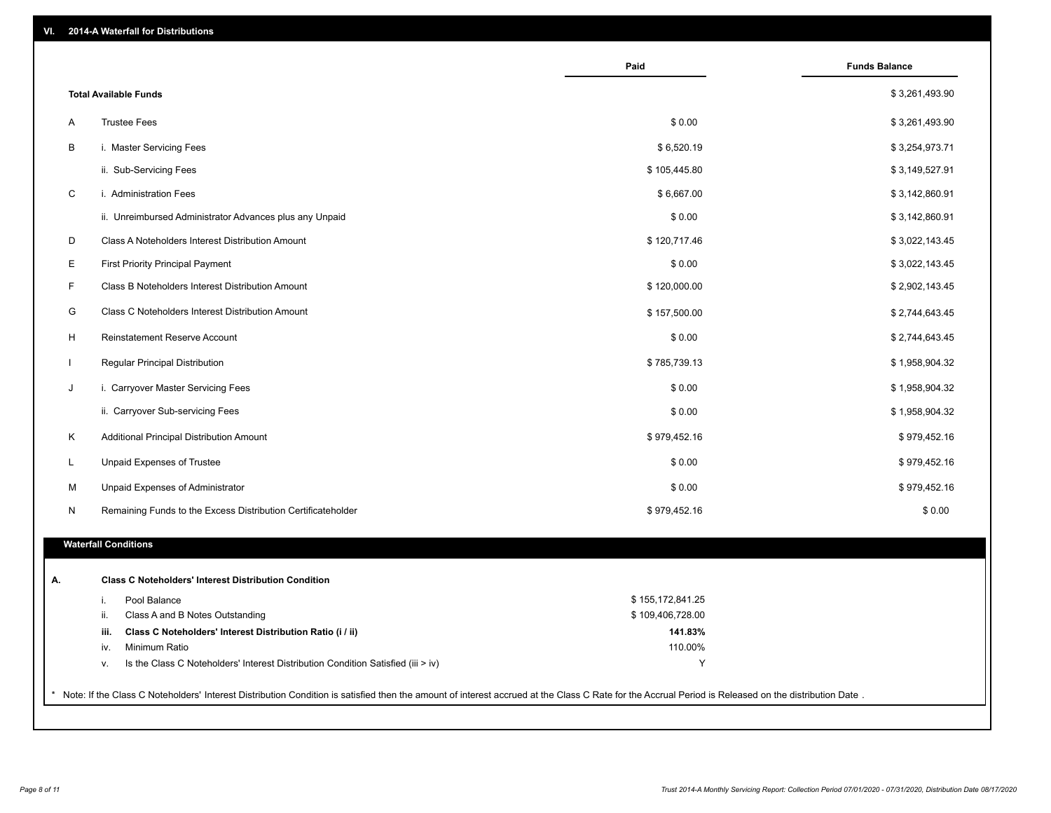## VI. 2014-A Waterfall for Distributions

| | | Paid | Funds Balance |
|---|---|---|---|
| | **Total Available Funds** | | $ 3,261,493.90 |
| A | Trustee Fees | $ 0.00 | $ 3,261,493.90 |
| B | i. Master Servicing Fees | $ 6,520.19 | $ 3,254,973.71 |
| | ii. Sub-Servicing Fees | $ 105,445.80 | $ 3,149,527.91 |
| C | i. Administration Fees | $ 6,667.00 | $ 3,142,860.91 |
| | ii. Unreimbursed Administrator Advances plus any Unpaid | $ 0.00 | $ 3,142,860.91 |
| D | Class A Noteholders Interest Distribution Amount | $ 120,717.46 | $ 3,022,143.45 |
| E | First Priority Principal Payment | $ 0.00 | $ 3,022,143.45 |
| F | Class B Noteholders Interest Distribution Amount | $ 120,000.00 | $ 2,902,143.45 |
| G | Class C Noteholders Interest Distribution Amount | $ 157,500.00 | $ 2,744,643.45 |
| H | Reinstatement Reserve Account | $ 0.00 | $ 2,744,643.45 |
| I | Regular Principal Distribution | $ 785,739.13 | $ 1,958,904.32 |
| J | i. Carryover Master Servicing Fees | $ 0.00 | $ 1,958,904.32 |
| | ii. Carryover Sub-servicing Fees | $ 0.00 | $ 1,958,904.32 |
| K | Additional Principal Distribution Amount | $ 979,452.16 | $ 979,452.16 |
| L | Unpaid Expenses of Trustee | $ 0.00 | $ 979,452.16 |
| M | Unpaid Expenses of Administrator | $ 0.00 | $ 979,452.16 |
| N | Remaining Funds to the Excess Distribution Certificateholder | $ 979,452.16 | $ 0.00 |

### Waterfall Conditions

**A. Class C Noteholders' Interest Distribution Condition**

| | | |
|---|---|---|
| i. | Pool Balance | $ 155,172,841.25 |
| ii. | Class A and B Notes Outstanding | $ 109,406,728.00 |
| **iii.** | **Class C Noteholders' Interest Distribution Ratio (i / ii)** | **141.83%** |
| iv. | Minimum Ratio | 110.00% |
| v. | Is the Class C Noteholders' Interest Distribution Condition Satisfied (iii > iv) | Y |

* Note: If the Class C Noteholders' Interest Distribution Condition is satisfied then the amount of interest accrued at the Class C Rate for the Accrual Period is Released on the distribution Date .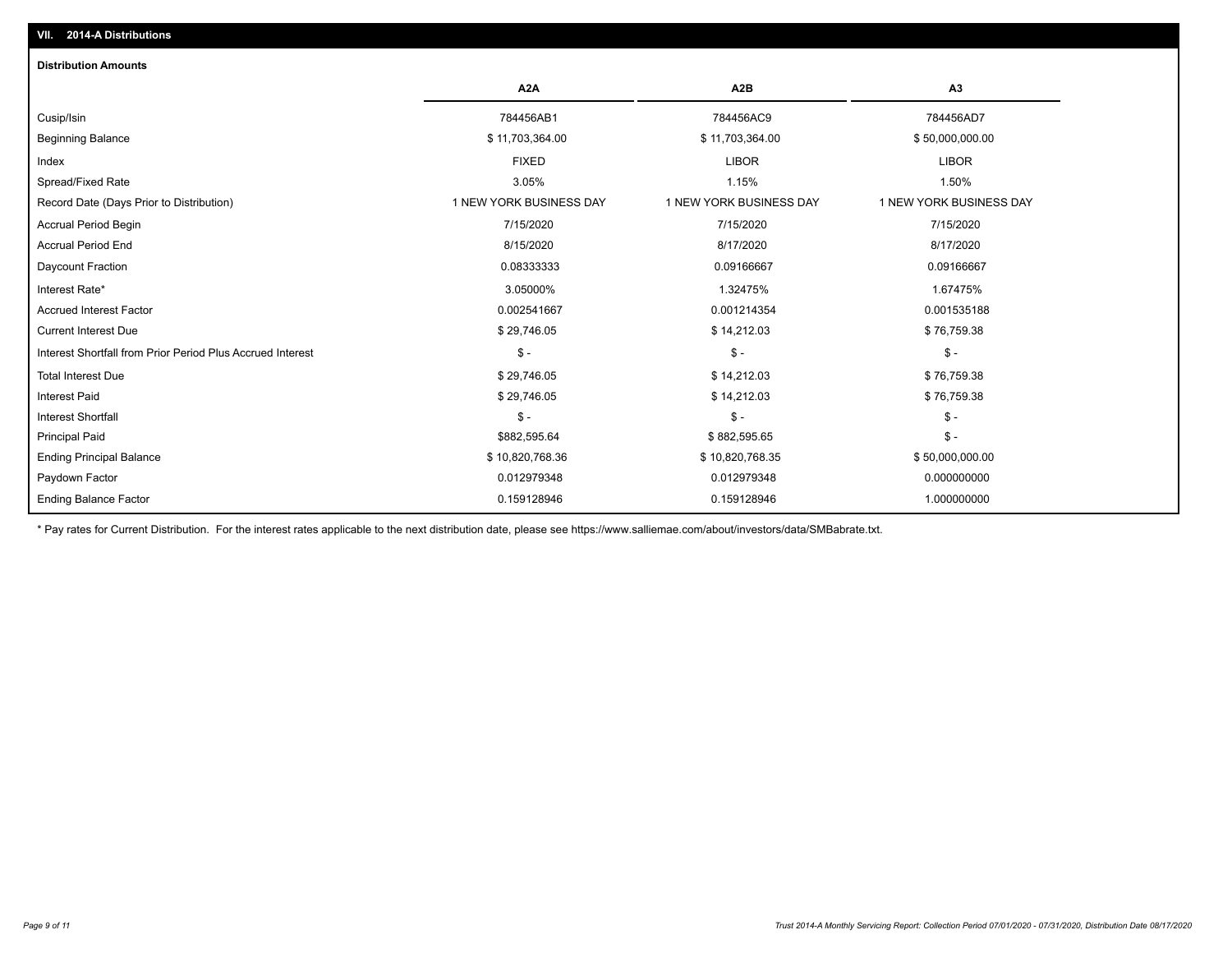## VII. 2014-A Distributions

### Distribution Amounts

| | A2A | A2B | A3 |
|---|---|---|---|
| Cusip/Isin | 784456AB1 | 784456AC9 | 784456AD7 |
| Beginning Balance | $ 11,703,364.00 | $ 11,703,364.00 | $ 50,000,000.00 |
| Index | FIXED | LIBOR | LIBOR |
| Spread/Fixed Rate | 3.05% | 1.15% | 1.50% |
| Record Date (Days Prior to Distribution) | 1 NEW YORK BUSINESS DAY | 1 NEW YORK BUSINESS DAY | 1 NEW YORK BUSINESS DAY |
| Accrual Period Begin | 7/15/2020 | 7/15/2020 | 7/15/2020 |
| Accrual Period End | 8/15/2020 | 8/17/2020 | 8/17/2020 |
| Daycount Fraction | 0.08333333 | 0.09166667 | 0.09166667 |
| Interest Rate* | 3.05000% | 1.32475% | 1.67475% |
| Accrued Interest Factor | 0.002541667 | 0.001214354 | 0.001535188 |
| Current Interest Due | $ 29,746.05 | $ 14,212.03 | $ 76,759.38 |
| Interest Shortfall from Prior Period Plus Accrued Interest | $ - | $ - | $ - |
| Total Interest Due | $ 29,746.05 | $ 14,212.03 | $ 76,759.38 |
| Interest Paid | $ 29,746.05 | $ 14,212.03 | $ 76,759.38 |
| Interest Shortfall | $ - | $ - | $ - |
| Principal Paid | $882,595.64 | $ 882,595.65 | $ - |
| Ending Principal Balance | $ 10,820,768.36 | $ 10,820,768.35 | $ 50,000,000.00 |
| Paydown Factor | 0.012979348 | 0.012979348 | 0.000000000 |
| Ending Balance Factor | 0.159128946 | 0.159128946 | 1.000000000 |

* Pay rates for Current Distribution. For the interest rates applicable to the next distribution date, please see https://www.salliemae.com/about/investors/data/SMBabrate.txt.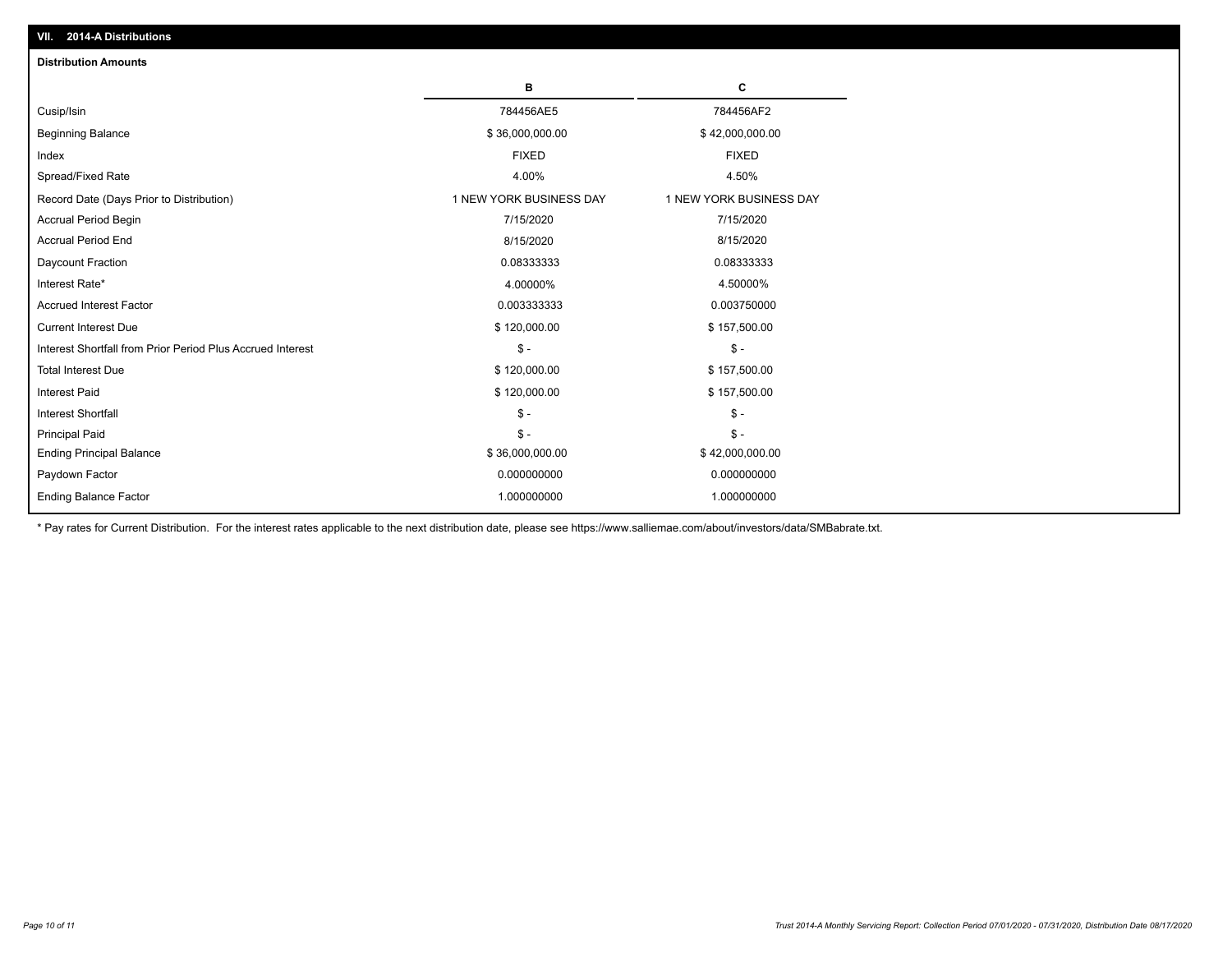## VII. 2014-A Distributions

**Distribution Amounts**

| | B | C |
|---|---|---|
| Cusip/Isin | 784456AE5 | 784456AF2 |
| Beginning Balance | $ 36,000,000.00 | $ 42,000,000.00 |
| Index | FIXED | FIXED |
| Spread/Fixed Rate | 4.00% | 4.50% |
| Record Date (Days Prior to Distribution) | 1 NEW YORK BUSINESS DAY | 1 NEW YORK BUSINESS DAY |
| Accrual Period Begin | 7/15/2020 | 7/15/2020 |
| Accrual Period End | 8/15/2020 | 8/15/2020 |
| Daycount Fraction | 0.08333333 | 0.08333333 |
| Interest Rate* | 4.00000% | 4.50000% |
| Accrued Interest Factor | 0.003333333 | 0.003750000 |
| Current Interest Due | $ 120,000.00 | $ 157,500.00 |
| Interest Shortfall from Prior Period Plus Accrued Interest | $ - | $ - |
| Total Interest Due | $ 120,000.00 | $ 157,500.00 |
| Interest Paid | $ 120,000.00 | $ 157,500.00 |
| Interest Shortfall | $ - | $ - |
| Principal Paid | $ - | $ - |
| Ending Principal Balance | $ 36,000,000.00 | $ 42,000,000.00 |
| Paydown Factor | 0.000000000 | 0.000000000 |
| Ending Balance Factor | 1.000000000 | 1.000000000 |

* Pay rates for Current Distribution. For the interest rates applicable to the next distribution date, please see https://www.salliemae.com/about/investors/data/SMBabrate.txt.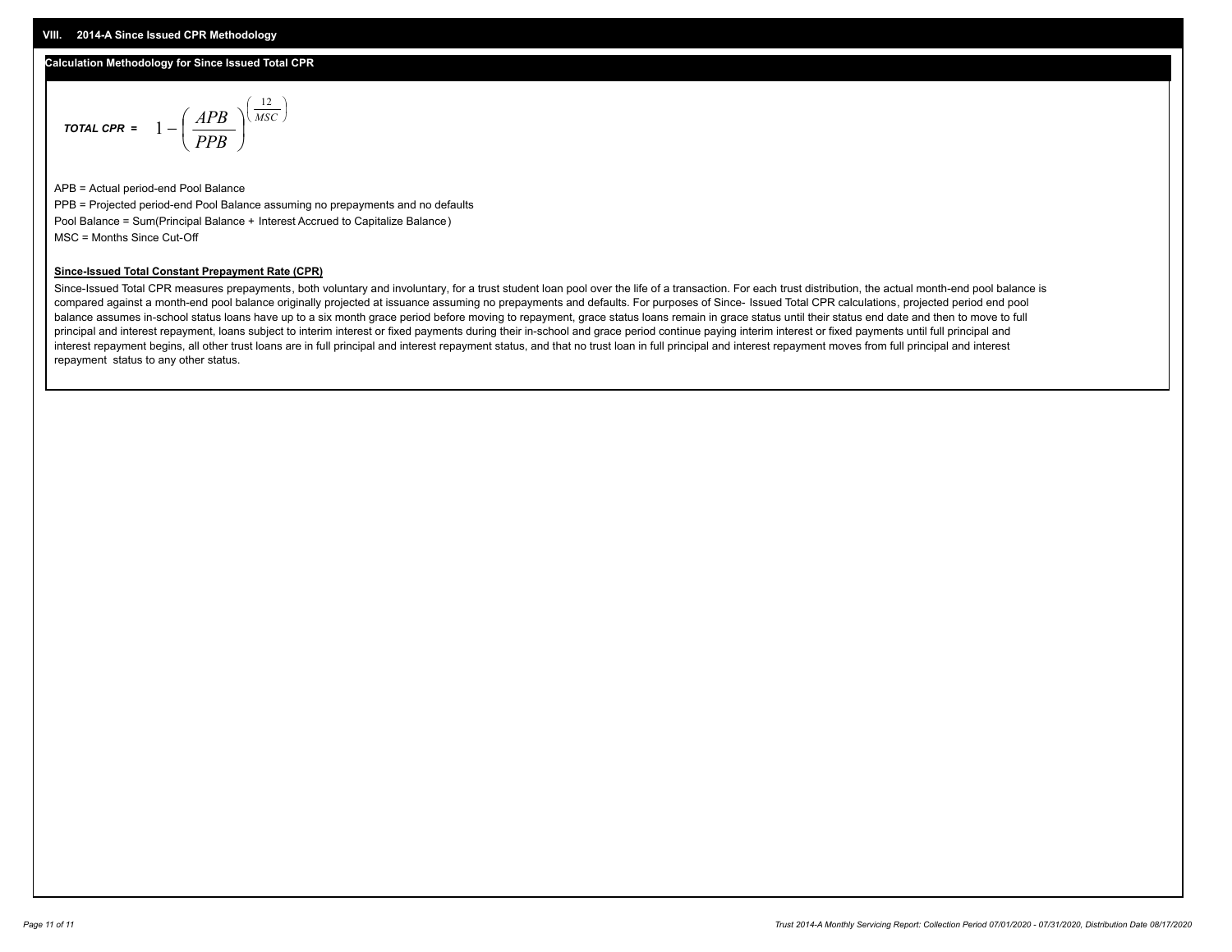## VIII. 2014-A Since Issued CPR Methodology

### Calculation Methodology for Since Issued Total CPR

***TOTAL CPR =*** $$1-\left(\frac{APB}{PPB}\right)^{\left(\frac{12}{MSC}\right)}$$

APB = Actual period-end Pool Balance

PPB = Projected period-end Pool Balance assuming no prepayments and no defaults

Pool Balance = Sum(Principal Balance + Interest Accrued to Capitalize Balance)

MSC = Months Since Cut-Off

**Since-Issued Total Constant Prepayment Rate (CPR)**

Since-Issued Total CPR measures prepayments, both voluntary and involuntary, for a trust student loan pool over the life of a transaction. For each trust distribution, the actual month-end pool balance is compared against a month-end pool balance originally projected at issuance assuming no prepayments and defaults. For purposes of Since- Issued Total CPR calculations, projected period end pool balance assumes in-school status loans have up to a six month grace period before moving to repayment, grace status loans remain in grace status until their status end date and then to move to full principal and interest repayment, loans subject to interim interest or fixed payments during their in-school and grace period continue paying interim interest or fixed payments until full principal and interest repayment begins, all other trust loans are in full principal and interest repayment status, and that no trust loan in full principal and interest repayment moves from full principal and interest repayment status to any other status.